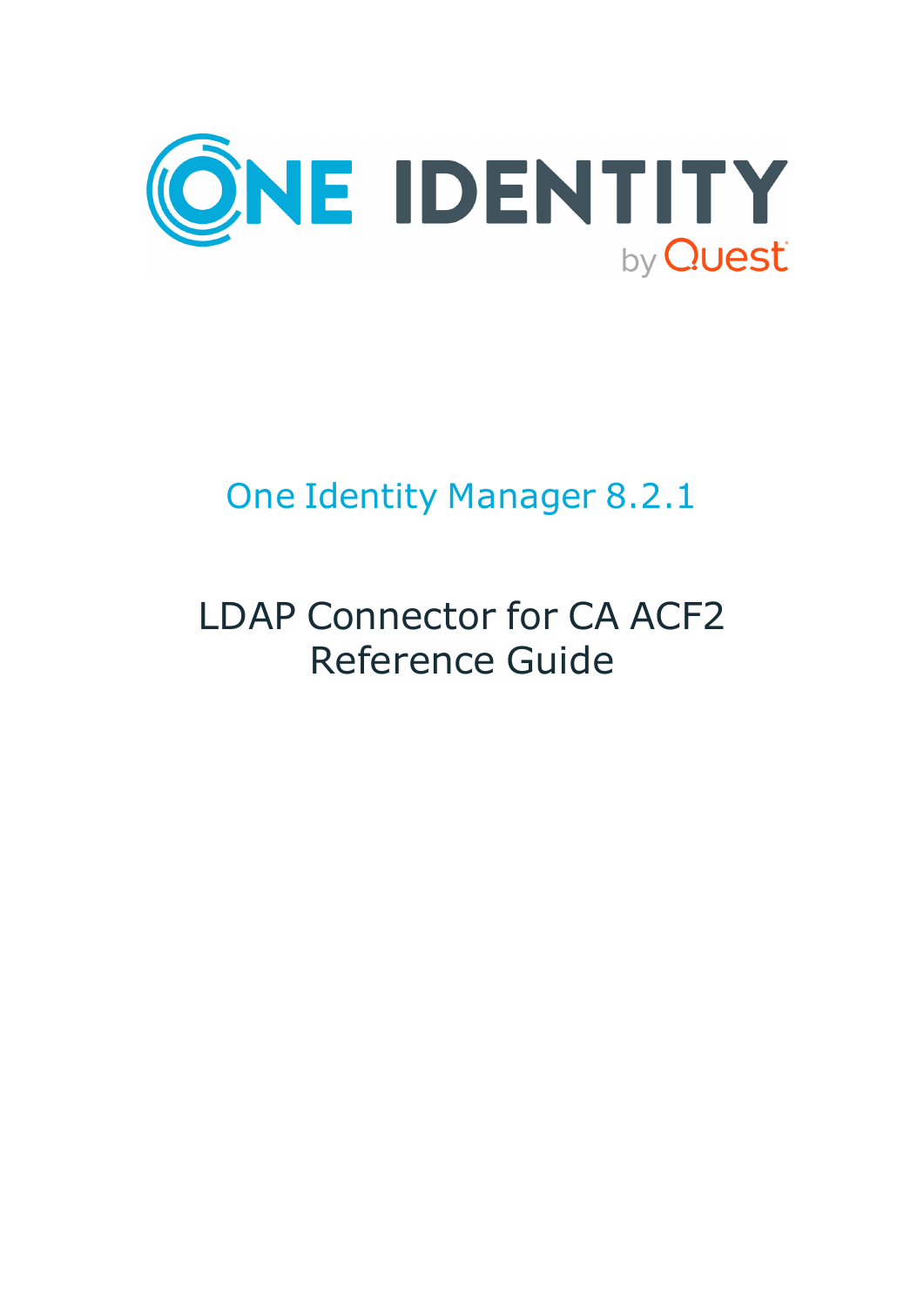ONE IDENTITY by Quest

# One Identity Manager 8.2.1

# LDAP Connector for CA ACF2 Reference Guide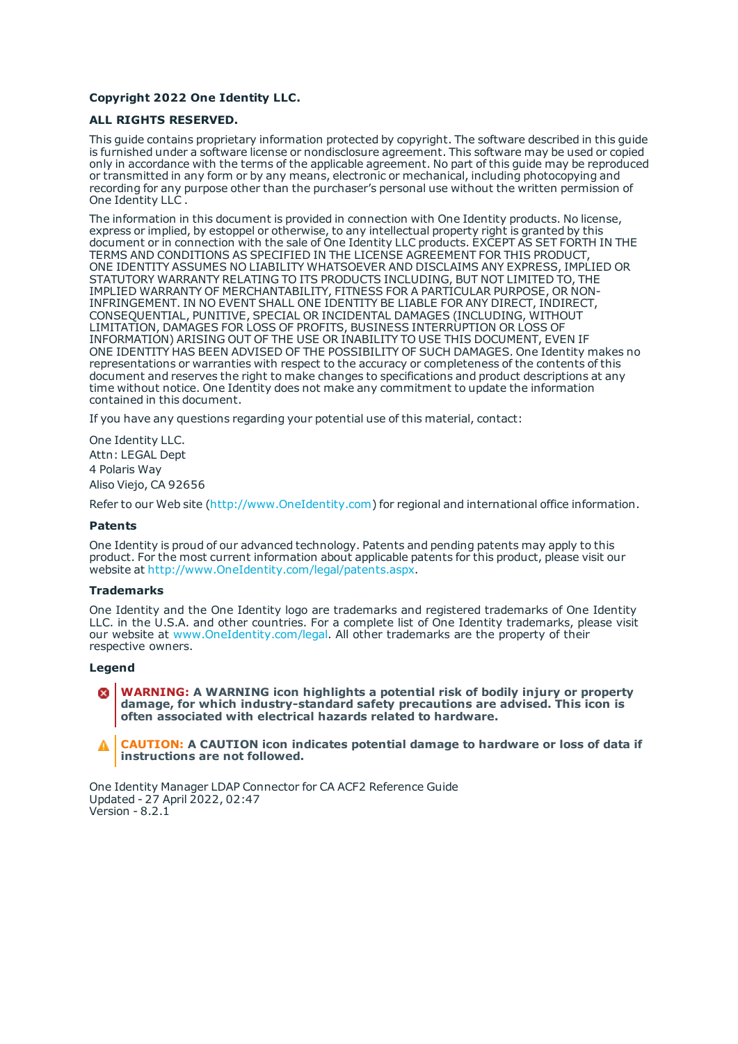**Copyright 2022 One Identity LLC.**

**ALL RIGHTS RESERVED.**

This guide contains proprietary information protected by copyright. The software described in this guide is furnished under a software license or nondisclosure agreement. This software may be used or copied only in accordance with the terms of the applicable agreement. No part of this guide may be reproduced or transmitted in any form or by any means, electronic or mechanical, including photocopying and recording for any purpose other than the purchaser's personal use without the written permission of One Identity LLC .

The information in this document is provided in connection with One Identity products. No license, express or implied, by estoppel or otherwise, to any intellectual property right is granted by this document or in connection with the sale of One Identity LLC products. EXCEPT AS SET FORTH IN THE TERMS AND CONDITIONS AS SPECIFIED IN THE LICENSE AGREEMENT FOR THIS PRODUCT, ONE IDENTITY ASSUMES NO LIABILITY WHATSOEVER AND DISCLAIMS ANY EXPRESS, IMPLIED OR STATUTORY WARRANTY RELATING TO ITS PRODUCTS INCLUDING, BUT NOT LIMITED TO, THE IMPLIED WARRANTY OF MERCHANTABILITY, FITNESS FOR A PARTICULAR PURPOSE, OR NON-INFRINGEMENT. IN NO EVENT SHALL ONE IDENTITY BE LIABLE FOR ANY DIRECT, INDIRECT, CONSEQUENTIAL, PUNITIVE, SPECIAL OR INCIDENTAL DAMAGES (INCLUDING, WITHOUT LIMITATION, DAMAGES FOR LOSS OF PROFITS, BUSINESS INTERRUPTION OR LOSS OF INFORMATION) ARISING OUT OF THE USE OR INABILITY TO USE THIS DOCUMENT, EVEN IF ONE IDENTITY HAS BEEN ADVISED OF THE POSSIBILITY OF SUCH DAMAGES. One Identity makes no representations or warranties with respect to the accuracy or completeness of the contents of this document and reserves the right to make changes to specifications and product descriptions at any time without notice. One Identity does not make any commitment to update the information contained in this document.

If you have any questions regarding your potential use of this material, contact:

One Identity LLC.
Attn: LEGAL Dept
4 Polaris Way
Aliso Viejo, CA 92656

Refer to our Web site (http://www.OneIdentity.com) for regional and international office information.

**Patents**

One Identity is proud of our advanced technology. Patents and pending patents may apply to this product. For the most current information about applicable patents for this product, please visit our website at http://www.OneIdentity.com/legal/patents.aspx.

**Trademarks**

One Identity and the One Identity logo are trademarks and registered trademarks of One Identity LLC. in the U.S.A. and other countries. For a complete list of One Identity trademarks, please visit our website at www.OneIdentity.com/legal. All other trademarks are the property of their respective owners.

**Legend**

**WARNING: A WARNING icon highlights a potential risk of bodily injury or property damage, for which industry-standard safety precautions are advised. This icon is often associated with electrical hazards related to hardware.**

**CAUTION: A CAUTION icon indicates potential damage to hardware or loss of data if instructions are not followed.**

One Identity Manager LDAP Connector for CA ACF2 Reference Guide
Updated - 27 April 2022, 02:47
Version - 8.2.1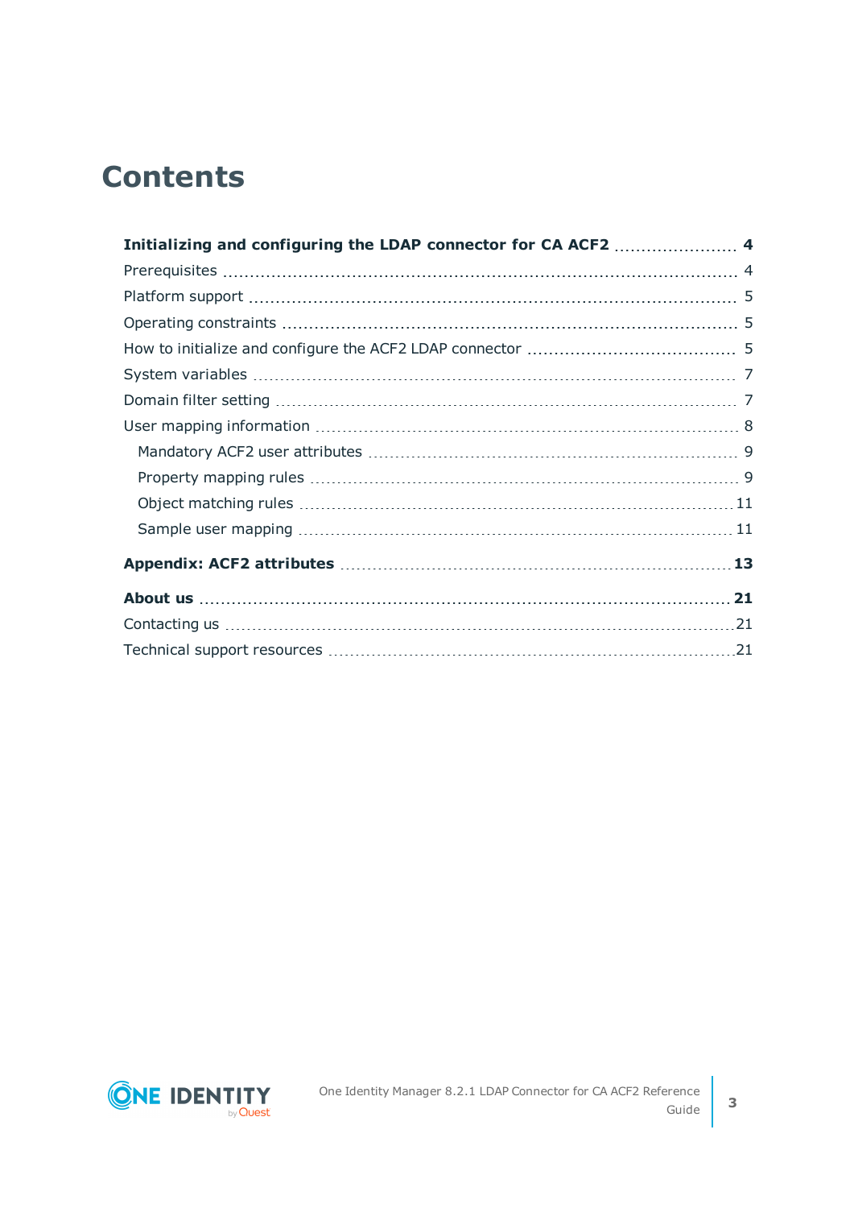# Contents

**Initializing and configuring the LDAP connector for CA ACF2** 4

- Prerequisites 4
- Platform support 5
- Operating constraints 5
- How to initialize and configure the ACF2 LDAP connector 5
- System variables 7
- Domain filter setting 7
- User mapping information 8
  - Mandatory ACF2 user attributes 9
  - Property mapping rules 9
  - Object matching rules 11
  - Sample user mapping 11

**Appendix: ACF2 attributes** 13

**About us** 21

- Contacting us 21
- Technical support resources 21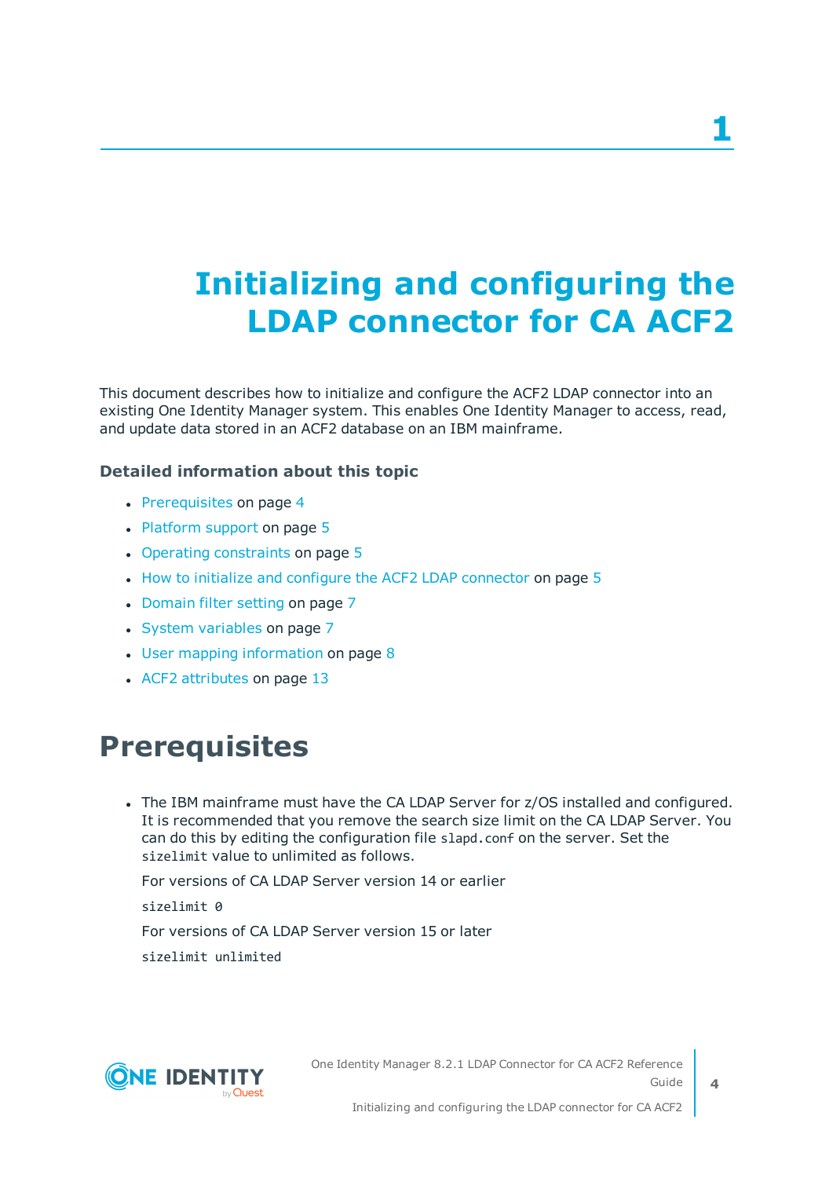# 1 Initializing and configuring the LDAP connector for CA ACF2

This document describes how to initialize and configure the ACF2 LDAP connector into an existing One Identity Manager system. This enables One Identity Manager to access, read, and update data stored in an ACF2 database on an IBM mainframe.

### Detailed information about this topic

- Prerequisites on page 4
- Platform support on page 5
- Operating constraints on page 5
- How to initialize and configure the ACF2 LDAP connector on page 5
- Domain filter setting on page 7
- System variables on page 7
- User mapping information on page 8
- ACF2 attributes on page 13

## Prerequisites

- The IBM mainframe must have the CA LDAP Server for z/OS installed and configured. It is recommended that you remove the search size limit on the CA LDAP Server. You can do this by editing the configuration file `slapd.conf` on the server. Set the `sizelimit` value to unlimited as follows.

  For versions of CA LDAP Server version 14 or earlier

  ```
  sizelimit 0
  ```

  For versions of CA LDAP Server version 15 or later

  ```
  sizelimit unlimited
  ```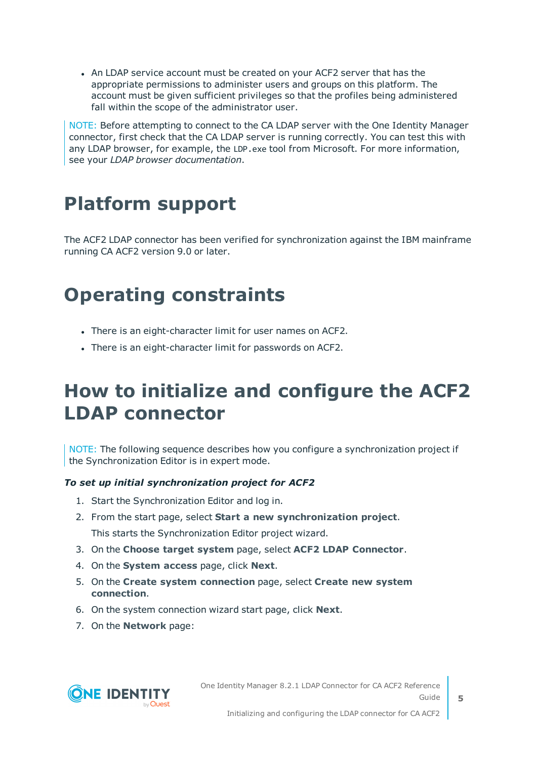- An LDAP service account must be created on your ACF2 server that has the appropriate permissions to administer users and groups on this platform. The account must be given sufficient privileges so that the profiles being administered fall within the scope of the administrator user.

NOTE: Before attempting to connect to the CA LDAP server with the One Identity Manager connector, first check that the CA LDAP server is running correctly. You can test this with any LDAP browser, for example, the `LDP.exe` tool from Microsoft. For more information, see your *LDAP browser documentation*.

# Platform support

The ACF2 LDAP connector has been verified for synchronization against the IBM mainframe running CA ACF2 version 9.0 or later.

# Operating constraints

- There is an eight-character limit for user names on ACF2.
- There is an eight-character limit for passwords on ACF2.

# How to initialize and configure the ACF2 LDAP connector

NOTE: The following sequence describes how you configure a synchronization project if the Synchronization Editor is in expert mode.

***To set up initial synchronization project for ACF2***

1. Start the Synchronization Editor and log in.
2. From the start page, select **Start a new synchronization project**.

   This starts the Synchronization Editor project wizard.
3. On the **Choose target system** page, select **ACF2 LDAP Connector**.
4. On the **System access** page, click **Next**.
5. On the **Create system connection** page, select **Create new system connection**.
6. On the system connection wizard start page, click **Next**.
7. On the **Network** page: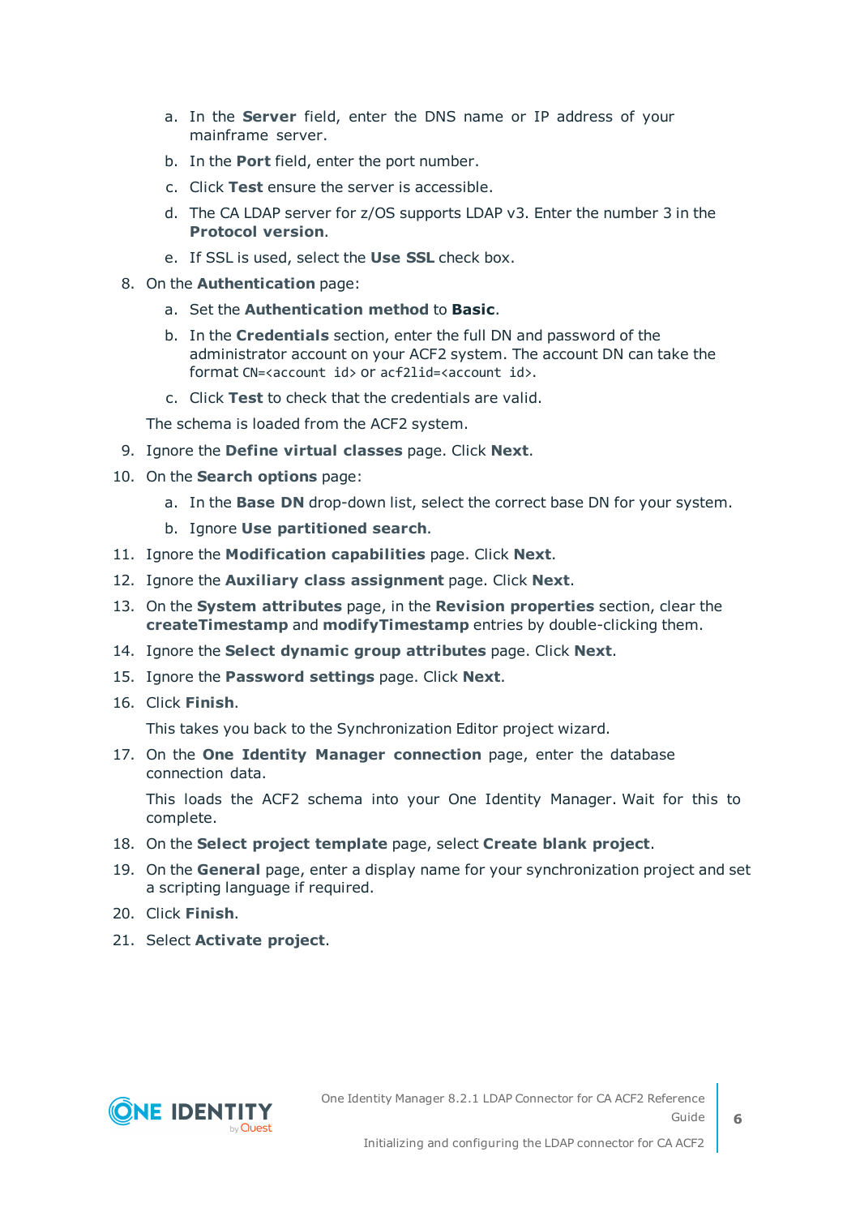a. In the **Server** field, enter the DNS name or IP address of your mainframe server.

   b. In the **Port** field, enter the port number.

   c. Click **Test** ensure the server is accessible.

   d. The CA LDAP server for z/OS supports LDAP v3. Enter the number 3 in the **Protocol version**.

   e. If SSL is used, select the **Use SSL** check box.

8. On the **Authentication** page:

   a. Set the **Authentication method** to **Basic**.

   b. In the **Credentials** section, enter the full DN and password of the administrator account on your ACF2 system. The account DN can take the format `CN=<account id>` or `acf2lid=<account id>`.

   c. Click **Test** to check that the credentials are valid.

   The schema is loaded from the ACF2 system.

9. Ignore the **Define virtual classes** page. Click **Next**.

10. On the **Search options** page:

    a. In the **Base DN** drop-down list, select the correct base DN for your system.

    b. Ignore **Use partitioned search**.

11. Ignore the **Modification capabilities** page. Click **Next**.

12. Ignore the **Auxiliary class assignment** page. Click **Next**.

13. On the **System attributes** page, in the **Revision properties** section, clear the **createTimestamp** and **modifyTimestamp** entries by double-clicking them.

14. Ignore the **Select dynamic group attributes** page. Click **Next**.

15. Ignore the **Password settings** page. Click **Next**.

16. Click **Finish**.

    This takes you back to the Synchronization Editor project wizard.

17. On the **One Identity Manager connection** page, enter the database connection data.

    This loads the ACF2 schema into your One Identity Manager. Wait for this to complete.

18. On the **Select project template** page, select **Create blank project**.

19. On the **General** page, enter a display name for your synchronization project and set a scripting language if required.

20. Click **Finish**.

21. Select **Activate project**.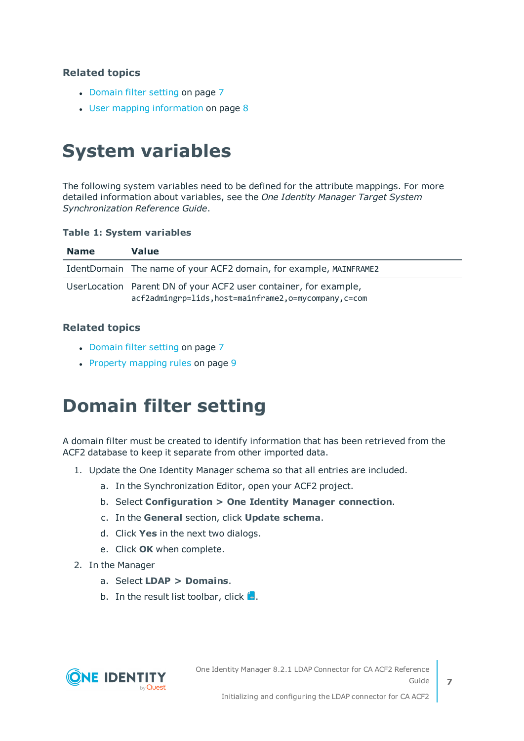### Related topics

- Domain filter setting on page 7
- User mapping information on page 8

# System variables

The following system variables need to be defined for the attribute mappings. For more detailed information about variables, see the *One Identity Manager Target System Synchronization Reference Guide*.

**Table 1: System variables**

| Name | Value |
| --- | --- |
| IdentDomain | The name of your ACF2 domain, for example, `MAINFRAME2` |
| UserLocation | Parent DN of your ACF2 user container, for example, `acf2admingrp=lids,host=mainframe2,o=mycompany,c=com` |

### Related topics

- Domain filter setting on page 7
- Property mapping rules on page 9

# Domain filter setting

A domain filter must be created to identify information that has been retrieved from the ACF2 database to keep it separate from other imported data.

1. Update the One Identity Manager schema so that all entries are included.
   a. In the Synchronization Editor, open your ACF2 project.
   b. Select **Configuration > One Identity Manager connection**.
   c. In the **General** section, click **Update schema**.
   d. Click **Yes** in the next two dialogs.
   e. Click **OK** when complete.
2. In the Manager
   a. Select **LDAP > Domains**.
   b. In the result list toolbar, click .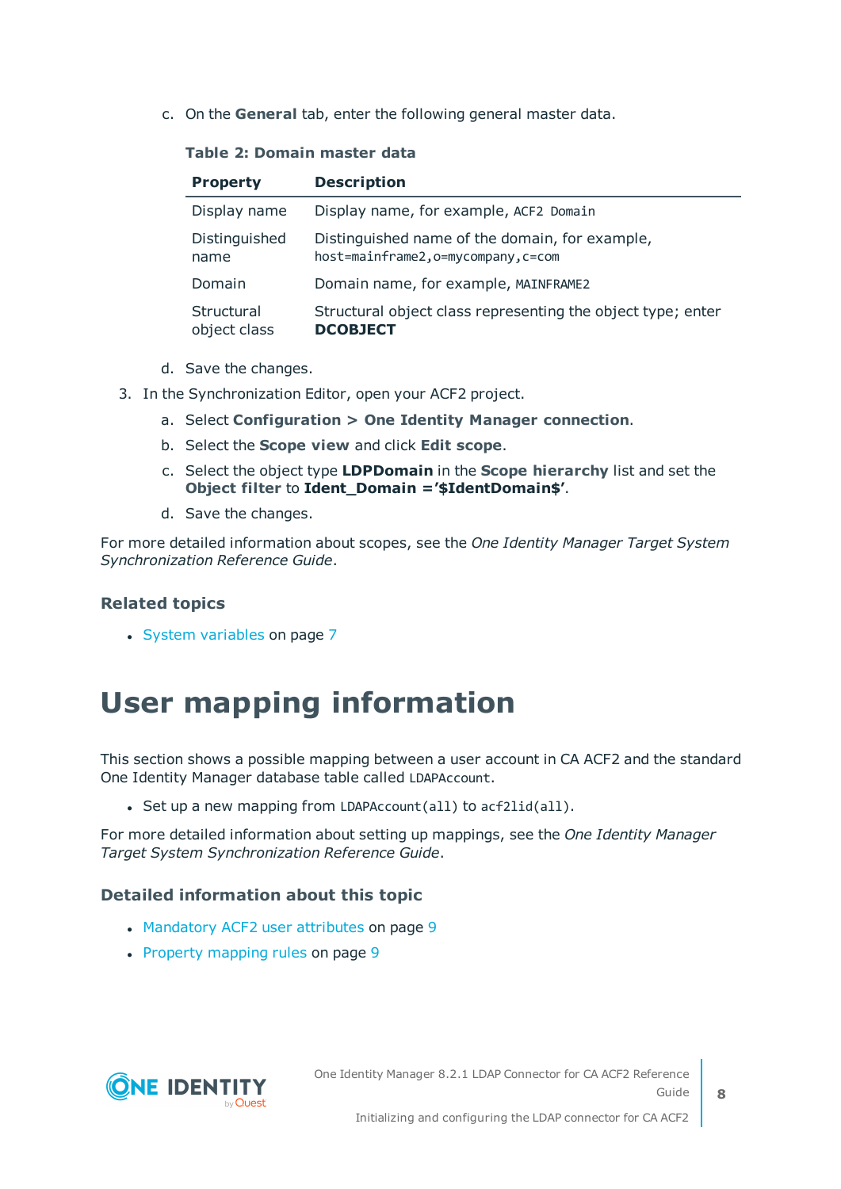c. On the **General** tab, enter the following general master data.

**Table 2: Domain master data**

| Property | Description |
|---|---|
| Display name | Display name, for example, `ACF2 Domain` |
| Distinguished name | Distinguished name of the domain, for example, `host=mainframe2,o=mycompany,c=com` |
| Domain | Domain name, for example, `MAINFRAME2` |
| Structural object class | Structural object class representing the object type; enter **DCOBJECT** |

d. Save the changes.

3. In the Synchronization Editor, open your ACF2 project.

   a. Select **Configuration > One Identity Manager connection**.

   b. Select the **Scope view** and click **Edit scope**.

   c. Select the object type **LDPDomain** in the **Scope hierarchy** list and set the **Object filter** to **Ident_Domain ='$IdentDomain$'**.

   d. Save the changes.

For more detailed information about scopes, see the *One Identity Manager Target System Synchronization Reference Guide*.

### Related topics

- System variables on page 7

# User mapping information

This section shows a possible mapping between a user account in CA ACF2 and the standard One Identity Manager database table called `LDAPAccount`.

- Set up a new mapping from `LDAPAccount(all)` to `acf2lid(all)`.

For more detailed information about setting up mappings, see the *One Identity Manager Target System Synchronization Reference Guide*.

### Detailed information about this topic

- Mandatory ACF2 user attributes on page 9
- Property mapping rules on page 9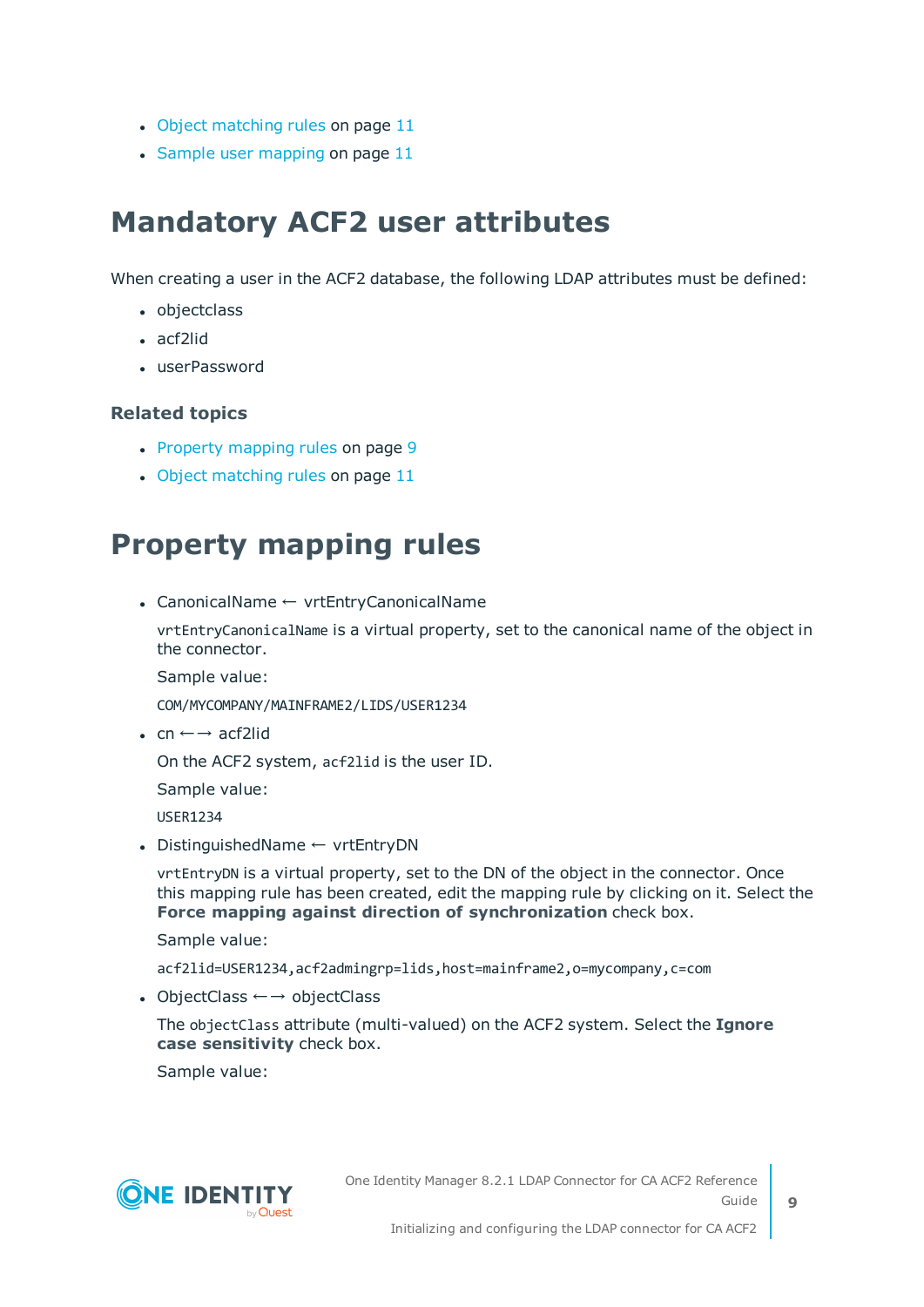- Object matching rules on page 11
- Sample user mapping on page 11

# Mandatory ACF2 user attributes

When creating a user in the ACF2 database, the following LDAP attributes must be defined:

- objectclass
- acf2lid
- userPassword

### Related topics

- Property mapping rules on page 9
- Object matching rules on page 11

# Property mapping rules

- CanonicalName ← vrtEntryCanonicalName

  `vrtEntryCanonicalName` is a virtual property, set to the canonical name of the object in the connector.

  Sample value:

  `COM/MYCOMPANY/MAINFRAME2/LIDS/USER1234`

- cn ←→ acf2lid

  On the ACF2 system, `acf2lid` is the user ID.

  Sample value:

  `USER1234`

- DistinguishedName ← vrtEntryDN

  `vrtEntryDN` is a virtual property, set to the DN of the object in the connector. Once this mapping rule has been created, edit the mapping rule by clicking on it. Select the **Force mapping against direction of synchronization** check box.

  Sample value:

  `acf2lid=USER1234,acf2admingrp=lids,host=mainframe2,o=mycompany,c=com`

- ObjectClass ←→ objectClass

  The `objectClass` attribute (multi-valued) on the ACF2 system. Select the **Ignore case sensitivity** check box.

  Sample value: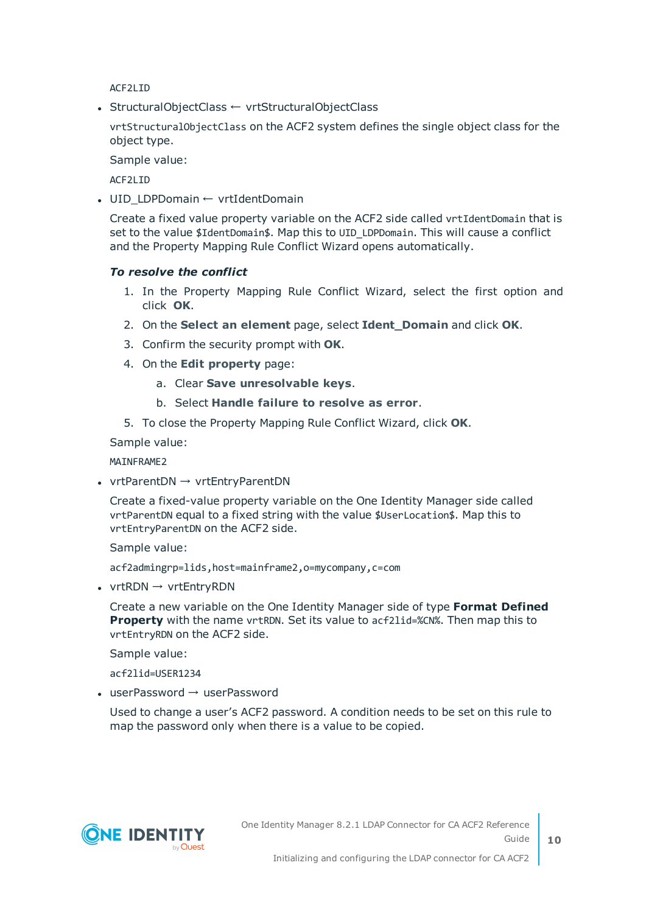ACF2LID

- StructuralObjectClass ← vrtStructuralObjectClass

  `vrtStructuralObjectClass` on the ACF2 system defines the single object class for the object type.

  Sample value:

  ACF2LID

- UID_LDPDomain ← vrtIdentDomain

  Create a fixed value property variable on the ACF2 side called `vrtIdentDomain` that is set to the value `$IdentDomain$`. Map this to `UID_LDPDomain`. This will cause a conflict and the Property Mapping Rule Conflict Wizard opens automatically.

  ***To resolve the conflict***

  1. In the Property Mapping Rule Conflict Wizard, select the first option and click **OK**.
  2. On the **Select an element** page, select **Ident_Domain** and click **OK**.
  3. Confirm the security prompt with **OK**.
  4. On the **Edit property** page:
     a. Clear **Save unresolvable keys**.
     b. Select **Handle failure to resolve as error**.
  5. To close the Property Mapping Rule Conflict Wizard, click **OK**.

  Sample value:

  MAINFRAME2

- vrtParentDN → vrtEntryParentDN

  Create a fixed-value property variable on the One Identity Manager side called `vrtParentDN` equal to a fixed string with the value `$UserLocation$`. Map this to `vrtEntryParentDN` on the ACF2 side.

  Sample value:

  acf2admingrp=lids,host=mainframe2,o=mycompany,c=com

- vrtRDN → vrtEntryRDN

  Create a new variable on the One Identity Manager side of type **Format Defined Property** with the name `vrtRDN`. Set its value to `acf2lid=%CN%`. Then map this to `vrtEntryRDN` on the ACF2 side.

  Sample value:

  acf2lid=USER1234

- userPassword → userPassword

  Used to change a user's ACF2 password. A condition needs to be set on this rule to map the password only when there is a value to be copied.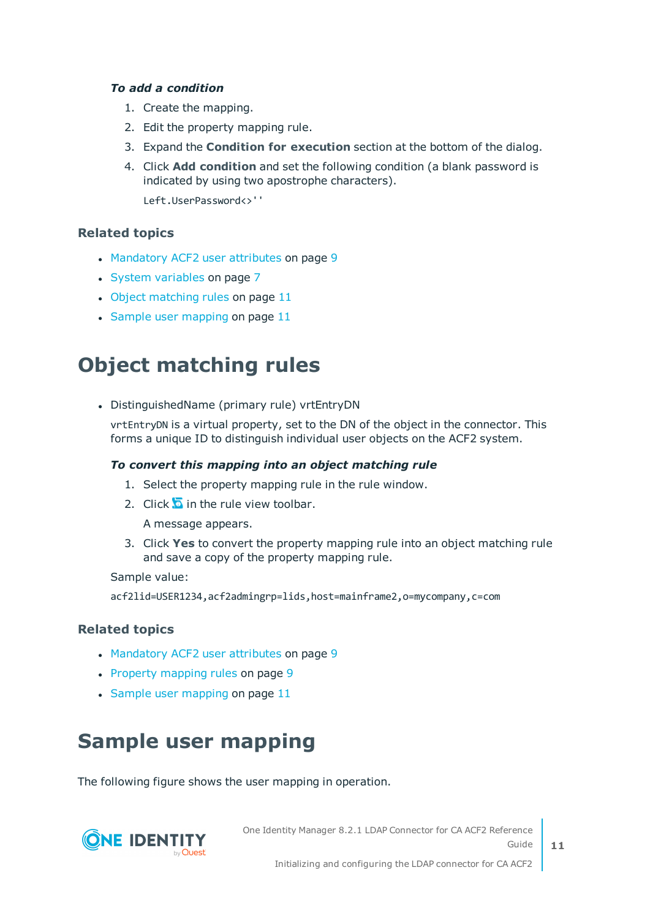***To add a condition***

1. Create the mapping.
2. Edit the property mapping rule.
3. Expand the **Condition for execution** section at the bottom of the dialog.
4. Click **Add condition** and set the following condition (a blank password is indicated by using two apostrophe characters).

   ```
   Left.UserPassword<>''
   ```

### Related topics

- Mandatory ACF2 user attributes on page 9
- System variables on page 7
- Object matching rules on page 11
- Sample user mapping on page 11

# Object matching rules

- DistinguishedName (primary rule) vrtEntryDN

  `vrtEntryDN` is a virtual property, set to the DN of the object in the connector. This forms a unique ID to distinguish individual user objects on the ACF2 system.

  ***To convert this mapping into an object matching rule***

  1. Select the property mapping rule in the rule window.
  2. Click in the rule view toolbar.

     A message appears.

  3. Click **Yes** to convert the property mapping rule into an object matching rule and save a copy of the property mapping rule.

  Sample value:

  ```
  acf2lid=USER1234,acf2admingrp=lids,host=mainframe2,o=mycompany,c=com
  ```

### Related topics

- Mandatory ACF2 user attributes on page 9
- Property mapping rules on page 9
- Sample user mapping on page 11

# Sample user mapping

The following figure shows the user mapping in operation.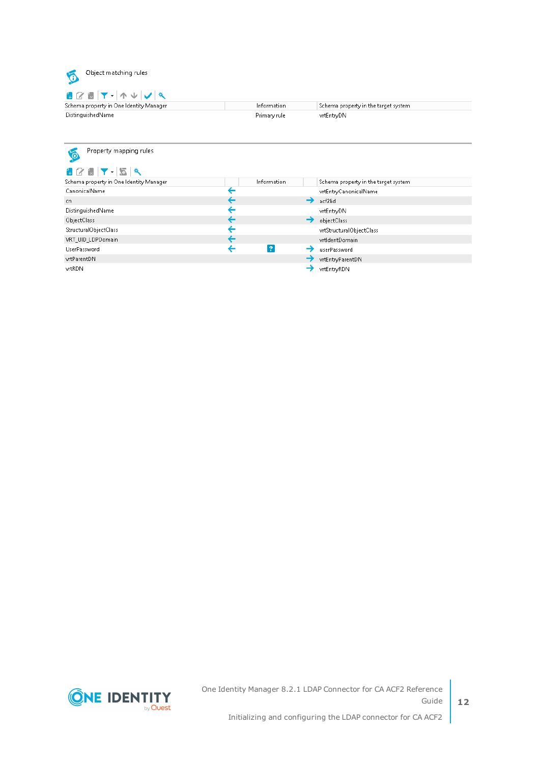Object matching rules

| Schema property in One Identity Manager | Information | Schema property in the target system |
|---|---|---|
| DistinguishedName | Primary rule | vrtEntryDN |

Property mapping rules

| Schema property in One Identity Manager | | Information | | Schema property in the target system |
|---|---|---|---|---|
| CanonicalName | ← | | | vrtEntryCanonicalName |
| cn | ← | | → | acf2lid |
| DistinguishedName | ← | | | vrtEntryDN |
| ObjectClass | ← | | → | objectClass |
| StructuralObjectClass | ← | | | vrtStructuralObjectClass |
| VRT_UID_LDPDomain | ← | | | vrtIdentDomain |
| UserPassword | ← | ? | → | userPassword |
| vrtParentDN | | | → | vrtEntryParentDN |
| vrtRDN | | | → | vrtEntryRDN |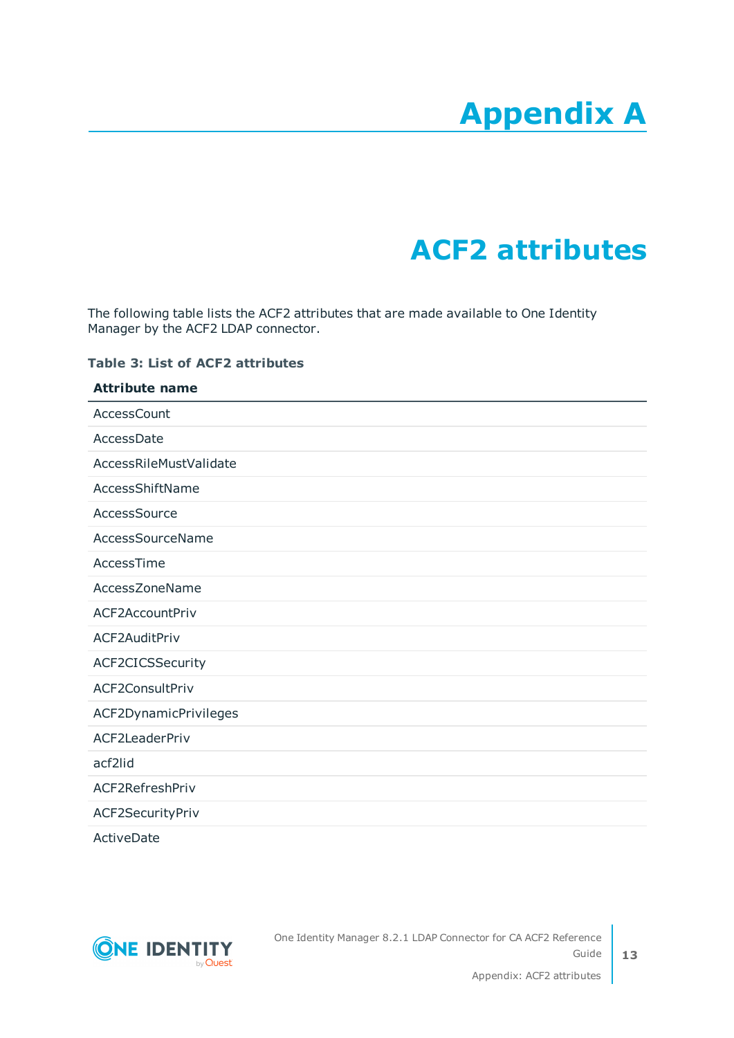# Appendix A

## ACF2 attributes

The following table lists the ACF2 attributes that are made available to One Identity Manager by the ACF2 LDAP connector.

**Table 3: List of ACF2 attributes**

| Attribute name |
|---|
| AccessCount |
| AccessDate |
| AccessRileMustValidate |
| AccessShiftName |
| AccessSource |
| AccessSourceName |
| AccessTime |
| AccessZoneName |
| ACF2AccountPriv |
| ACF2AuditPriv |
| ACF2CICSSecurity |
| ACF2ConsultPriv |
| ACF2DynamicPrivileges |
| ACF2LeaderPriv |
| acf2lid |
| ACF2RefreshPriv |
| ACF2SecurityPriv |
| ActiveDate |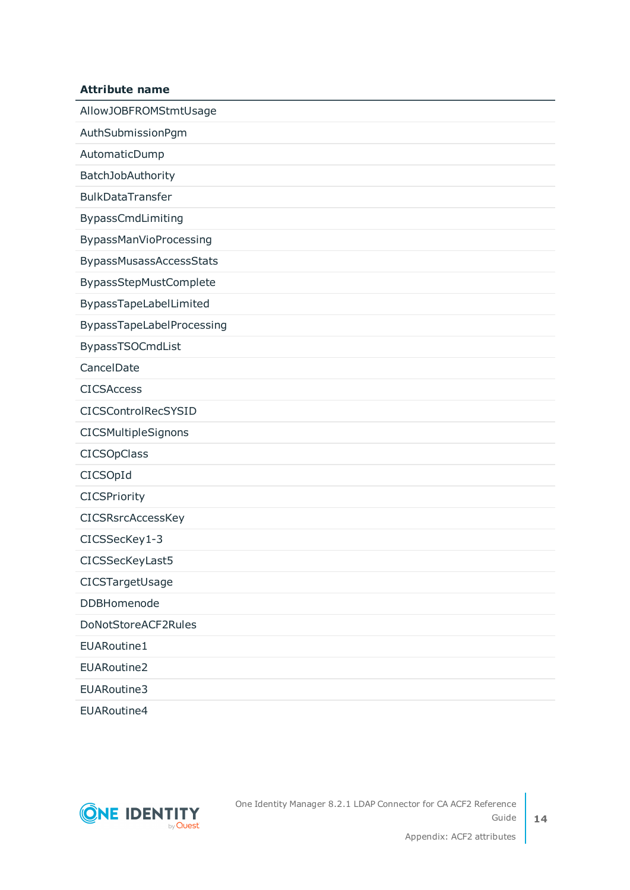| Attribute name |
|---|
| AllowJOBFROMStmtUsage |
| AuthSubmissionPgm |
| AutomaticDump |
| BatchJobAuthority |
| BulkDataTransfer |
| BypassCmdLimiting |
| BypassManVioProcessing |
| BypassMusassAccessStats |
| BypassStepMustComplete |
| BypassTapeLabelLimited |
| BypassTapeLabelProcessing |
| BypassTSOCmdList |
| CancelDate |
| CICSAccess |
| CICSControlRecSYSID |
| CICSMultipleSignons |
| CICSOpClass |
| CICSOpId |
| CICSPriority |
| CICSRsrcAccessKey |
| CICSSecKey1-3 |
| CICSSecKeyLast5 |
| CICSTargetUsage |
| DDBHomenode |
| DoNotStoreACF2Rules |
| EUARoutine1 |
| EUARoutine2 |
| EUARoutine3 |
| EUARoutine4 |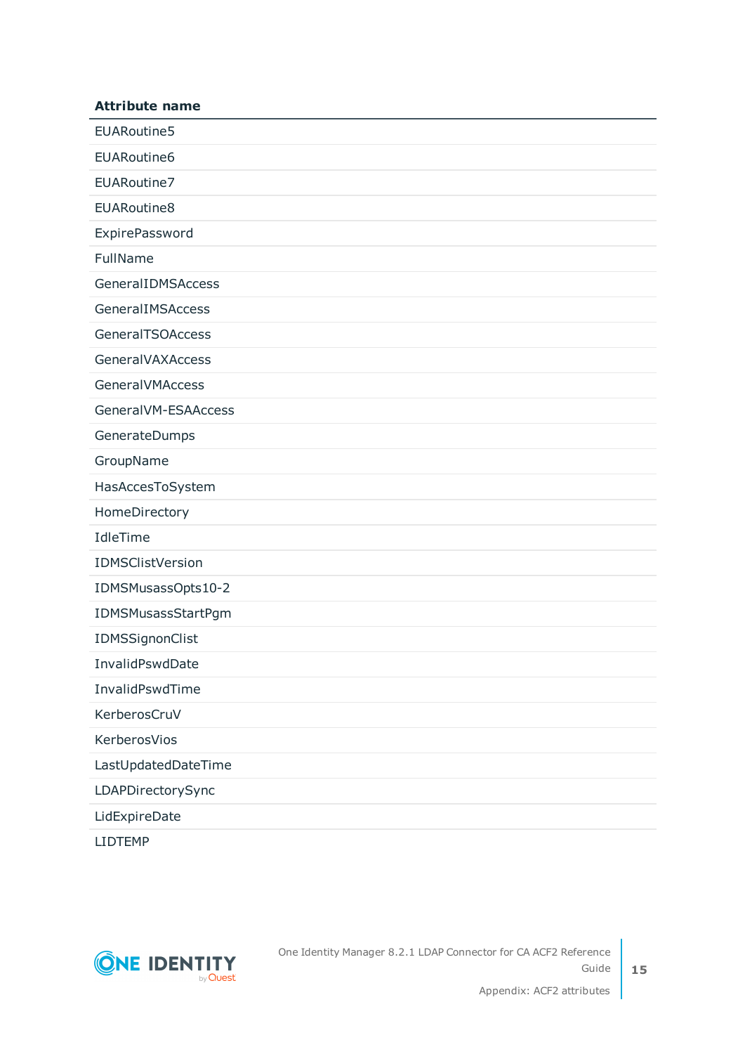| Attribute name |
| --- |
| EUARoutine5 |
| EUARoutine6 |
| EUARoutine7 |
| EUARoutine8 |
| ExpirePassword |
| FullName |
| GeneralIDMSAccess |
| GeneralIMSAccess |
| GeneralTSOAccess |
| GeneralVAXAccess |
| GeneralVMAccess |
| GeneralVM-ESAAccess |
| GenerateDumps |
| GroupName |
| HasAccesToSystem |
| HomeDirectory |
| IdleTime |
| IDMSClistVersion |
| IDMSMusassOpts10-2 |
| IDMSMusassStartPgm |
| IDMSSignonClist |
| InvalidPswdDate |
| InvalidPswdTime |
| KerberosCruV |
| KerberosVios |
| LastUpdatedDateTime |
| LDAPDirectorySync |
| LidExpireDate |
| LIDTEMP |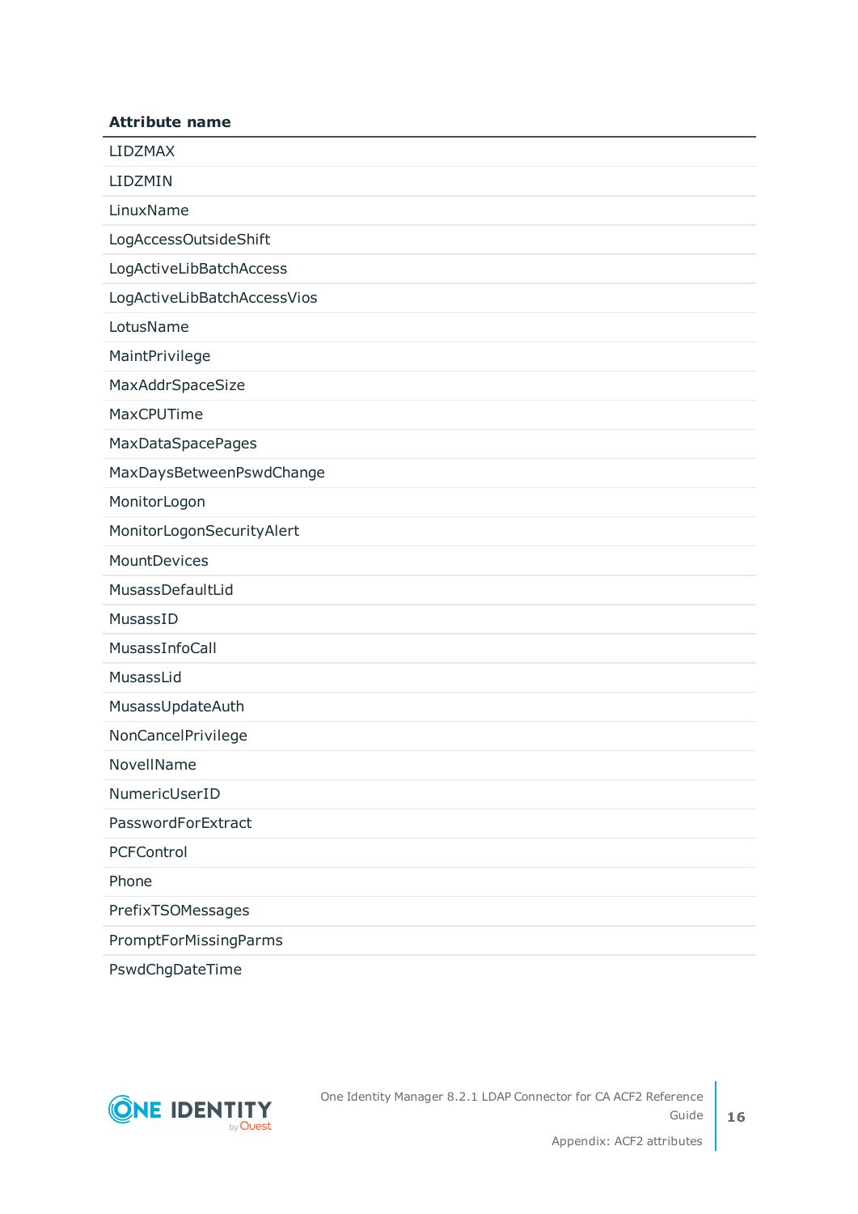| Attribute name |
| --- |
| LIDZMAX |
| LIDZMIN |
| LinuxName |
| LogAccessOutsideShift |
| LogActiveLibBatchAccess |
| LogActiveLibBatchAccessVios |
| LotusName |
| MaintPrivilege |
| MaxAddrSpaceSize |
| MaxCPUTime |
| MaxDataSpacePages |
| MaxDaysBetweenPswdChange |
| MonitorLogon |
| MonitorLogonSecurityAlert |
| MountDevices |
| MusassDefaultLid |
| MusassID |
| MusassInfoCall |
| MusassLid |
| MusassUpdateAuth |
| NonCancelPrivilege |
| NovellName |
| NumericUserID |
| PasswordForExtract |
| PCFControl |
| Phone |
| PrefixTSOMessages |
| PromptForMissingParms |
| PswdChgDateTime |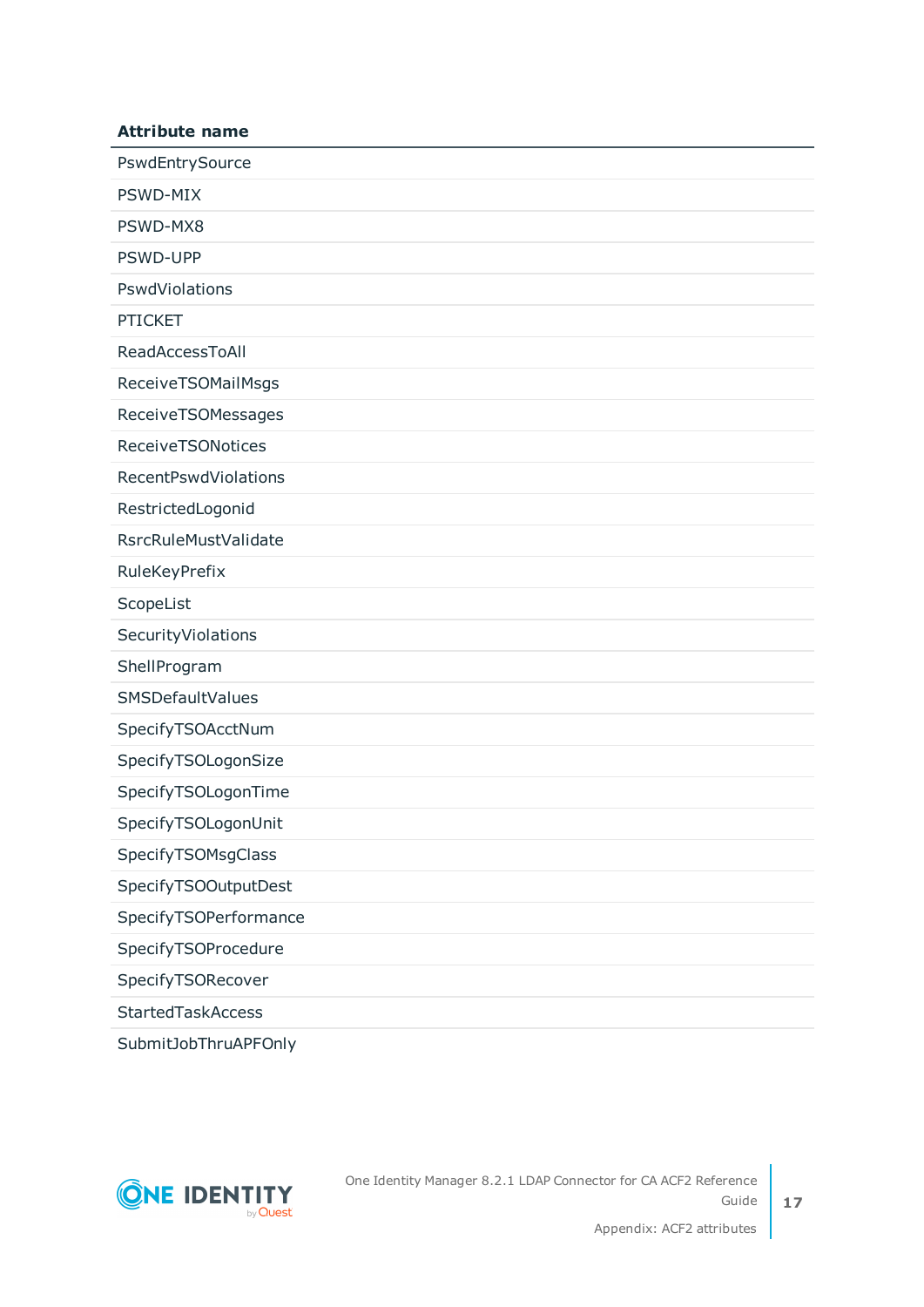| Attribute name |
| --- |
| PswdEntrySource |
| PSWD-MIX |
| PSWD-MX8 |
| PSWD-UPP |
| PswdViolations |
| PTICKET |
| ReadAccessToAll |
| ReceiveTSOMailMsgs |
| ReceiveTSOMessages |
| ReceiveTSONotices |
| RecentPswdViolations |
| RestrictedLogonid |
| RsrcRuleMustValidate |
| RuleKeyPrefix |
| ScopeList |
| SecurityViolations |
| ShellProgram |
| SMSDefaultValues |
| SpecifyTSOAcctNum |
| SpecifyTSOLogonSize |
| SpecifyTSOLogonTime |
| SpecifyTSOLogonUnit |
| SpecifyTSOMsgClass |
| SpecifyTSOOutputDest |
| SpecifyTSOPerformance |
| SpecifyTSOProcedure |
| SpecifyTSORecover |
| StartedTaskAccess |
| SubmitJobThruAPFOnly |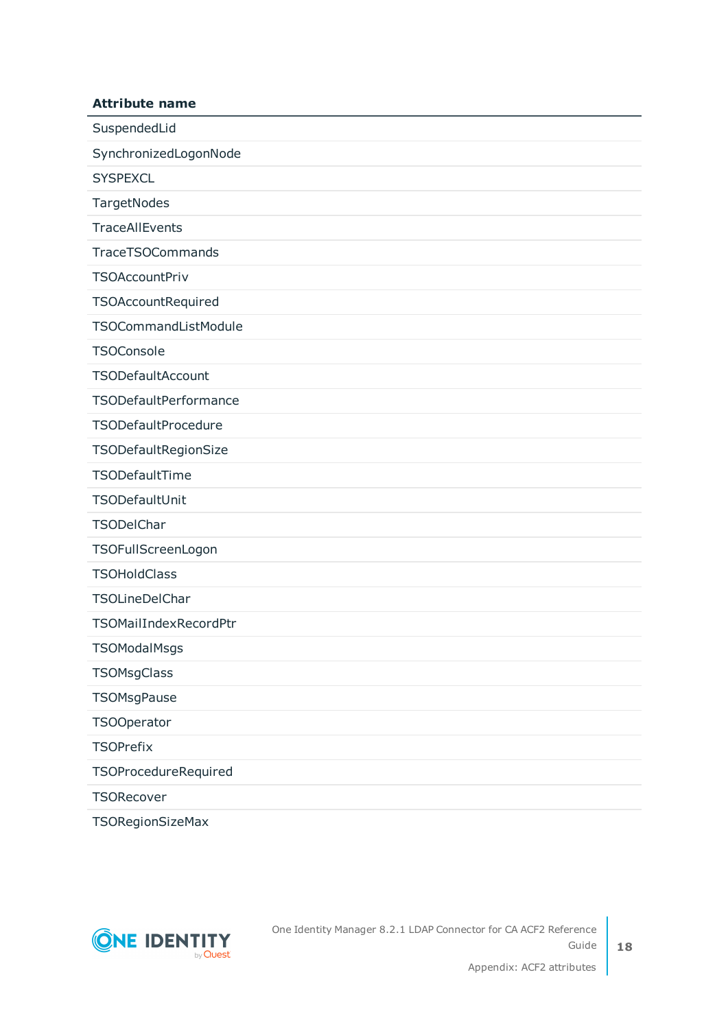| Attribute name |
| --- |
| SuspendedLid |
| SynchronizedLogonNode |
| SYSPEXCL |
| TargetNodes |
| TraceAllEvents |
| TraceTSOCommands |
| TSOAccountPriv |
| TSOAccountRequired |
| TSOCommandListModule |
| TSOConsole |
| TSODefaultAccount |
| TSODefaultPerformance |
| TSODefaultProcedure |
| TSODefaultRegionSize |
| TSODefaultTime |
| TSODefaultUnit |
| TSODelChar |
| TSOFullScreenLogon |
| TSOHoldClass |
| TSOLineDelChar |
| TSOMailIndexRecordPtr |
| TSOModalMsgs |
| TSOMsgClass |
| TSOMsgPause |
| TSOOperator |
| TSOPrefix |
| TSOProcedureRequired |
| TSORecover |
| TSORegionSizeMax |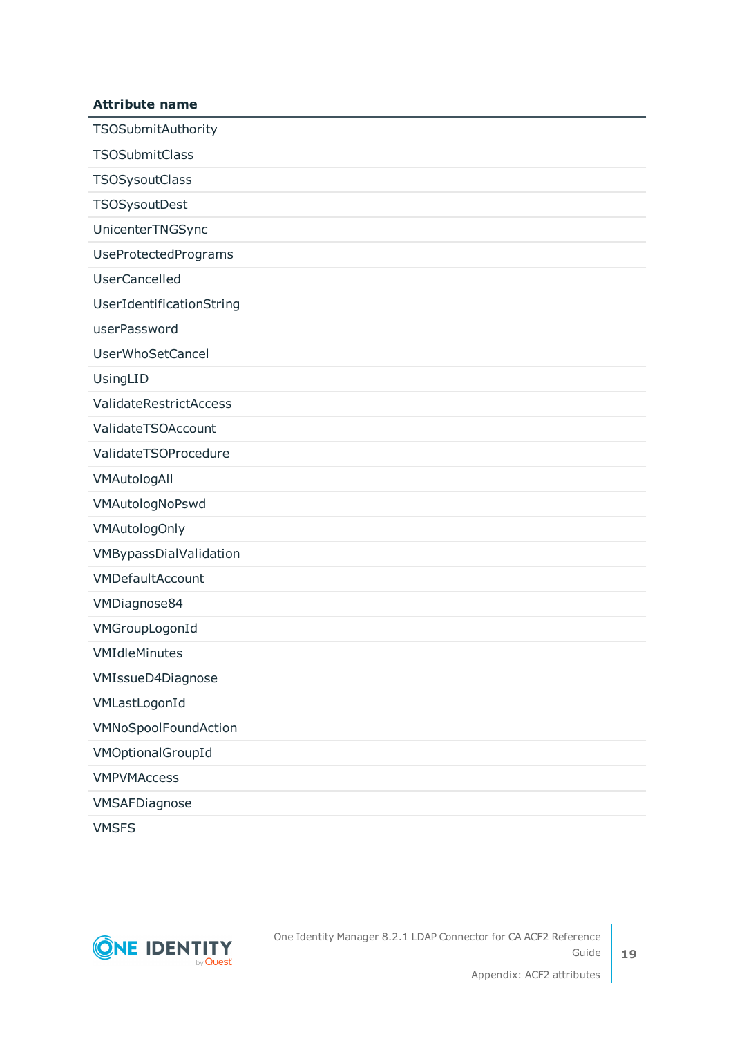| Attribute name |
| --- |
| TSOSubmitAuthority |
| TSOSubmitClass |
| TSOSysoutClass |
| TSOSysoutDest |
| UnicenterTNGSync |
| UseProtectedPrograms |
| UserCancelled |
| UserIdentificationString |
| userPassword |
| UserWhoSetCancel |
| UsingLID |
| ValidateRestrictAccess |
| ValidateTSOAccount |
| ValidateTSOProcedure |
| VMAutologAll |
| VMAutologNoPswd |
| VMAutologOnly |
| VMBypassDialValidation |
| VMDefaultAccount |
| VMDiagnose84 |
| VMGroupLogonId |
| VMIdleMinutes |
| VMIssueD4Diagnose |
| VMLastLogonId |
| VMNoSpoolFoundAction |
| VMOptionalGroupId |
| VMPVMAccess |
| VMSAFDiagnose |
| VMSFS |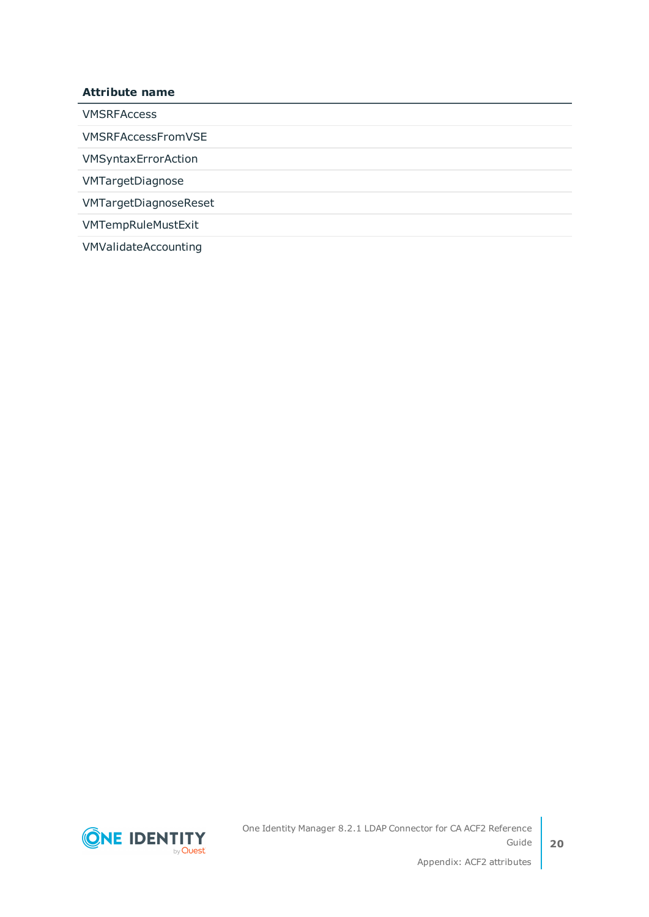| Attribute name |
| --- |
| VMSRFAccess |
| VMSRFAccessFromVSE |
| VMSyntaxErrorAction |
| VMTargetDiagnose |
| VMTargetDiagnoseReset |
| VMTempRuleMustExit |
| VMValidateAccounting |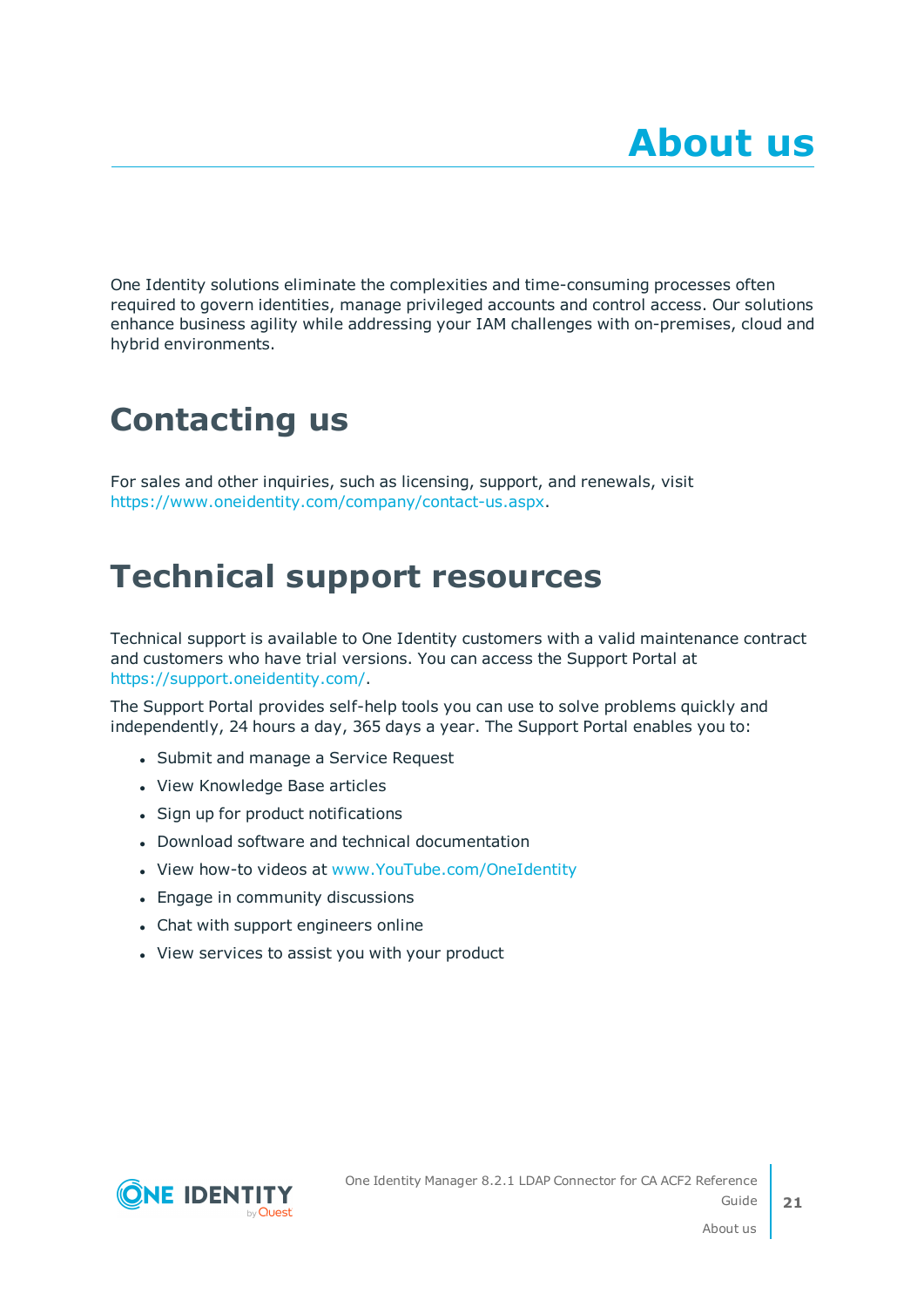# About us

One Identity solutions eliminate the complexities and time-consuming processes often required to govern identities, manage privileged accounts and control access. Our solutions enhance business agility while addressing your IAM challenges with on-premises, cloud and hybrid environments.

## Contacting us

For sales and other inquiries, such as licensing, support, and renewals, visit https://www.oneidentity.com/company/contact-us.aspx.

## Technical support resources

Technical support is available to One Identity customers with a valid maintenance contract and customers who have trial versions. You can access the Support Portal at https://support.oneidentity.com/.

The Support Portal provides self-help tools you can use to solve problems quickly and independently, 24 hours a day, 365 days a year. The Support Portal enables you to:

- Submit and manage a Service Request
- View Knowledge Base articles
- Sign up for product notifications
- Download software and technical documentation
- View how-to videos at www.YouTube.com/OneIdentity
- Engage in community discussions
- Chat with support engineers online
- View services to assist you with your product